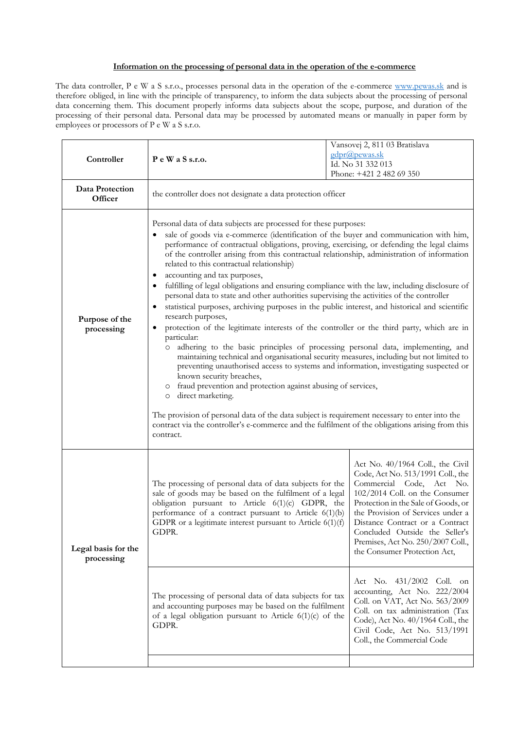**Information on the processing of personal data in the operation of the e-commerce**

The data controller, P e W a S s.r.o., processes personal data in the operation of the e-commerce www.pewas.sk and is therefore obliged, in line with the principle of transparency, to inform the data subjects about the processing of personal data concerning them. This document properly informs data subjects about the scope, purpose, and duration of the processing of their personal data. Personal data may be processed by automated means or manually in paper form by employees or processors of P e W a S s.r.o.

| | | |
|---|---|---|
| **Controller** | **P e W a S s.r.o.** | Vansovej 2, 811 03 Bratislava<br>gdpr@pewas.sk<br>Id. No 31 332 013<br>Phone: +421 2 482 69 350 |
| **Data Protection Officer** | the controller does not designate a data protection officer | |
| **Purpose of the processing** | Personal data of data subjects are processed for these purposes:<br>• sale of goods via e-commerce (identification of the buyer and communication with him, performance of contractual obligations, proving, exercising, or defending the legal claims of the controller arising from this contractual relationship, administration of information related to this contractual relationship)<br>• accounting and tax purposes,<br>• fulfilling of legal obligations and ensuring compliance with the law, including disclosure of personal data to state and other authorities supervising the activities of the controller<br>• statistical purposes, archiving purposes in the public interest, and historical and scientific research purposes,<br>• protection of the legitimate interests of the controller or the third party, which are in particular:<br>&nbsp;&nbsp;○ adhering to the basic principles of processing personal data, implementing, and maintaining technical and organisational security measures, including but not limited to preventing unauthorised access to systems and information, investigating suspected or known security breaches,<br>&nbsp;&nbsp;○ fraud prevention and protection against abusing of services,<br>&nbsp;&nbsp;○ direct marketing.<br><br>The provision of personal data of the data subject is requirement necessary to enter into the contract via the controller's e-commerce and the fulfilment of the obligations arising from this contract. | |
| **Legal basis for the processing** | The processing of personal data of data subjects for the sale of goods may be based on the fulfilment of a legal obligation pursuant to Article 6(1)(c) GDPR, the performance of a contract pursuant to Article 6(1)(b) GDPR or a legitimate interest pursuant to Article 6(1)(f) GDPR. | Act No. 40/1964 Coll., the Civil Code, Act No. 513/1991 Coll., the Commercial Code, Act No. 102/2014 Coll. on the Consumer Protection in the Sale of Goods, or the Provision of Services under a Distance Contract or a Contract Concluded Outside the Seller's Premises, Act No. 250/2007 Coll., the Consumer Protection Act, |
| | The processing of personal data of data subjects for tax and accounting purposes may be based on the fulfilment of a legal obligation pursuant to Article 6(1)(c) of the GDPR. | Act No. 431/2002 Coll. on accounting, Act No. 222/2004 Coll. on VAT, Act No. 563/2009 Coll. on tax administration (Tax Code), Act No. 40/1964 Coll., the Civil Code, Act No. 513/1991 Coll., the Commercial Code |
| | | |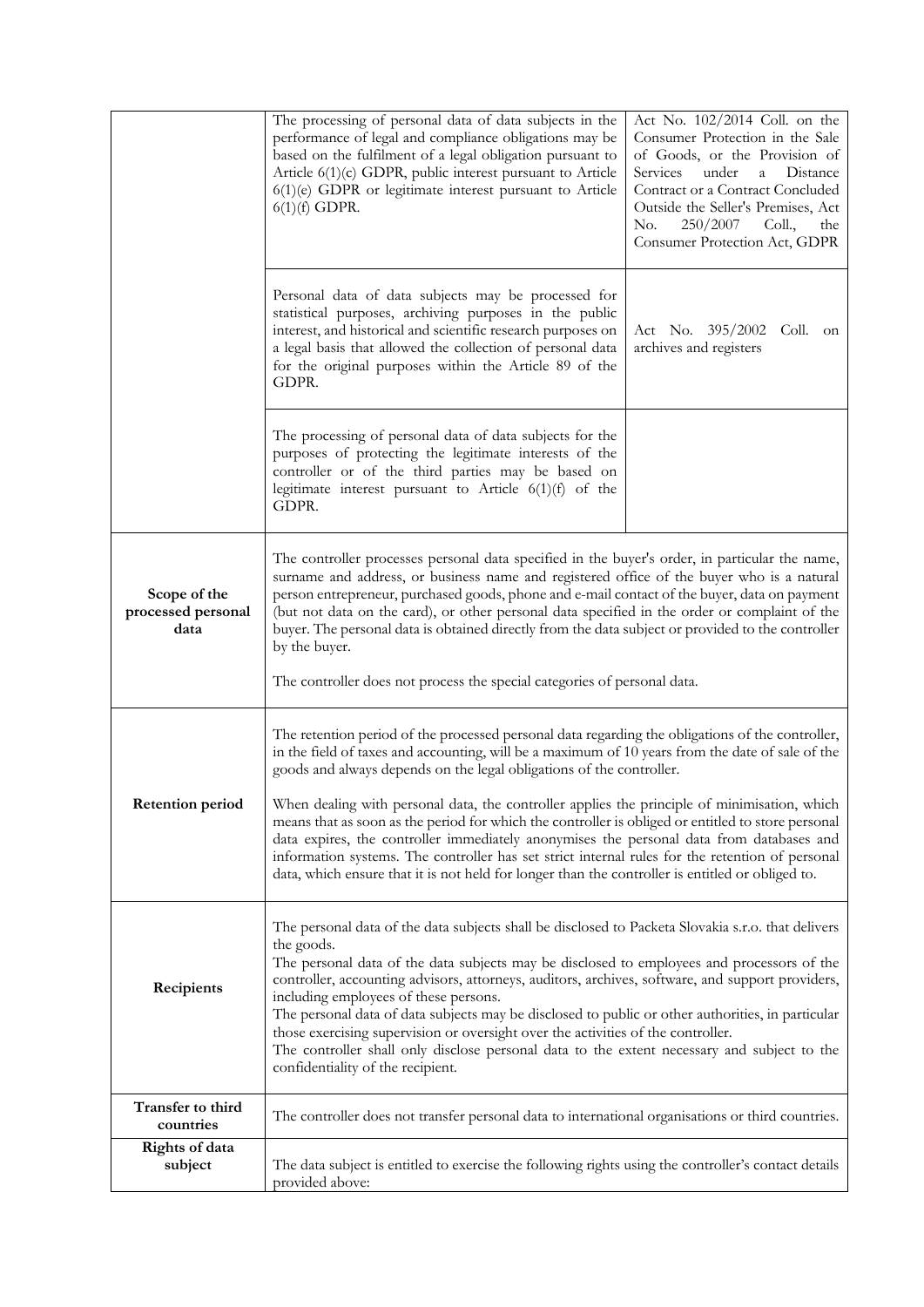| | | |
|---|---|---|
| | The processing of personal data of data subjects in the performance of legal and compliance obligations may be based on the fulfilment of a legal obligation pursuant to Article 6(1)(c) GDPR, public interest pursuant to Article 6(1)(e) GDPR or legitimate interest pursuant to Article 6(1)(f) GDPR. | Act No. 102/2014 Coll. on the Consumer Protection in the Sale of Goods, or the Provision of Services under a Distance Contract or a Contract Concluded Outside the Seller's Premises, Act No. 250/2007 Coll., the Consumer Protection Act, GDPR |
| | Personal data of data subjects may be processed for statistical purposes, archiving purposes in the public interest, and historical and scientific research purposes on a legal basis that allowed the collection of personal data for the original purposes within the Article 89 of the GDPR. | Act No. 395/2002 Coll. on archives and registers |
| | The processing of personal data of data subjects for the purposes of protecting the legitimate interests of the controller or of the third parties may be based on legitimate interest pursuant to Article 6(1)(f) of the GDPR. | |
| **Scope of the processed personal data** | The controller processes personal data specified in the buyer's order, in particular the name, surname and address, or business name and registered office of the buyer who is a natural person entrepreneur, purchased goods, phone and e-mail contact of the buyer, data on payment (but not data on the card), or other personal data specified in the order or complaint of the buyer. The personal data is obtained directly from the data subject or provided to the controller by the buyer.<br><br>The controller does not process the special categories of personal data. | |
| **Retention period** | The retention period of the processed personal data regarding the obligations of the controller, in the field of taxes and accounting, will be a maximum of 10 years from the date of sale of the goods and always depends on the legal obligations of the controller.<br><br>When dealing with personal data, the controller applies the principle of minimisation, which means that as soon as the period for which the controller is obliged or entitled to store personal data expires, the controller immediately anonymises the personal data from databases and information systems. The controller has set strict internal rules for the retention of personal data, which ensure that it is not held for longer than the controller is entitled or obliged to. | |
| **Recipients** | The personal data of the data subjects shall be disclosed to Packeta Slovakia s.r.o. that delivers the goods.<br>The personal data of the data subjects may be disclosed to employees and processors of the controller, accounting advisors, attorneys, auditors, archives, software, and support providers, including employees of these persons.<br>The personal data of data subjects may be disclosed to public or other authorities, in particular those exercising supervision or oversight over the activities of the controller.<br>The controller shall only disclose personal data to the extent necessary and subject to the confidentiality of the recipient. | |
| **Transfer to third countries** | The controller does not transfer personal data to international organisations or third countries. | |
| **Rights of data subject** | The data subject is entitled to exercise the following rights using the controller's contact details provided above: | |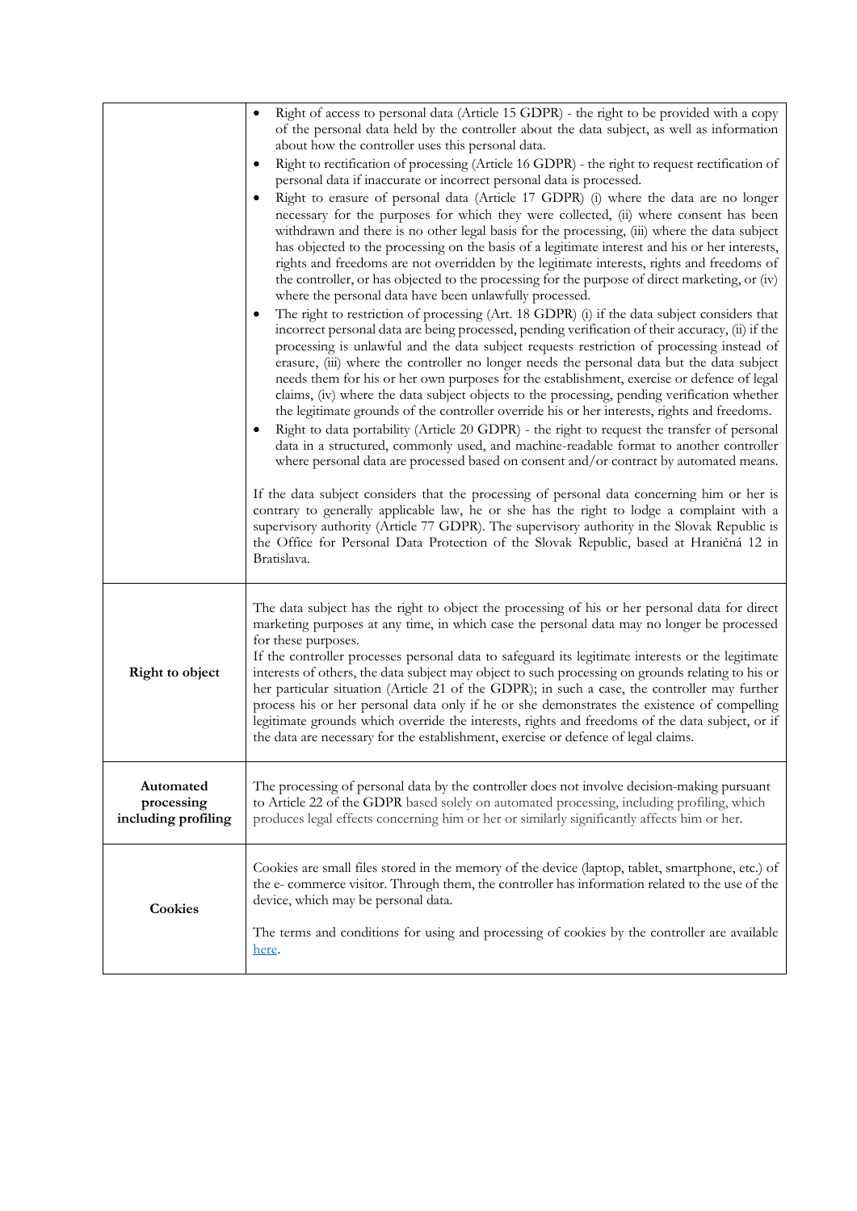| | |
|---|---|
| | • Right of access to personal data (Article 15 GDPR) - the right to be provided with a copy of the personal data held by the controller about the data subject, as well as information about how the controller uses this personal data.<br>• Right to rectification of processing (Article 16 GDPR) - the right to request rectification of personal data if inaccurate or incorrect personal data is processed.<br>• Right to erasure of personal data (Article 17 GDPR) (i) where the data are no longer necessary for the purposes for which they were collected, (ii) where consent has been withdrawn and there is no other legal basis for the processing, (iii) where the data subject has objected to the processing on the basis of a legitimate interest and his or her interests, rights and freedoms are not overridden by the legitimate interests, rights and freedoms of the controller, or has objected to the processing for the purpose of direct marketing, or (iv) where the personal data have been unlawfully processed.<br>• The right to restriction of processing (Art. 18 GDPR) (i) if the data subject considers that incorrect personal data are being processed, pending verification of their accuracy, (ii) if the processing is unlawful and the data subject requests restriction of processing instead of erasure, (iii) where the controller no longer needs the personal data but the data subject needs them for his or her own purposes for the establishment, exercise or defence of legal claims, (iv) where the data subject objects to the processing, pending verification whether the legitimate grounds of the controller override his or her interests, rights and freedoms.<br>• Right to data portability (Article 20 GDPR) - the right to request the transfer of personal data in a structured, commonly used, and machine-readable format to another controller where personal data are processed based on consent and/or contract by automated means.<br><br>If the data subject considers that the processing of personal data concerning him or her is contrary to generally applicable law, he or she has the right to lodge a complaint with a supervisory authority (Article 77 GDPR). The supervisory authority in the Slovak Republic is the Office for Personal Data Protection of the Slovak Republic, based at Hraničná 12 in Bratislava. |
| **Right to object** | The data subject has the right to object the processing of his or her personal data for direct marketing purposes at any time, in which case the personal data may no longer be processed for these purposes.<br>If the controller processes personal data to safeguard its legitimate interests or the legitimate interests of others, the data subject may object to such processing on grounds relating to his or her particular situation (Article 21 of the GDPR); in such a case, the controller may further process his or her personal data only if he or she demonstrates the existence of compelling legitimate grounds which override the interests, rights and freedoms of the data subject, or if the data are necessary for the establishment, exercise or defence of legal claims. |
| **Automated processing including profiling** | The processing of personal data by the controller does not involve decision-making pursuant to Article 22 of the GDPR based solely on automated processing, including profiling, which produces legal effects concerning him or her or similarly significantly affects him or her. |
| **Cookies** | Cookies are small files stored in the memory of the device (laptop, tablet, smartphone, etc.) of the e- commerce visitor. Through them, the controller has information related to the use of the device, which may be personal data.<br><br>The terms and conditions for using and processing of cookies by the controller are available here. |